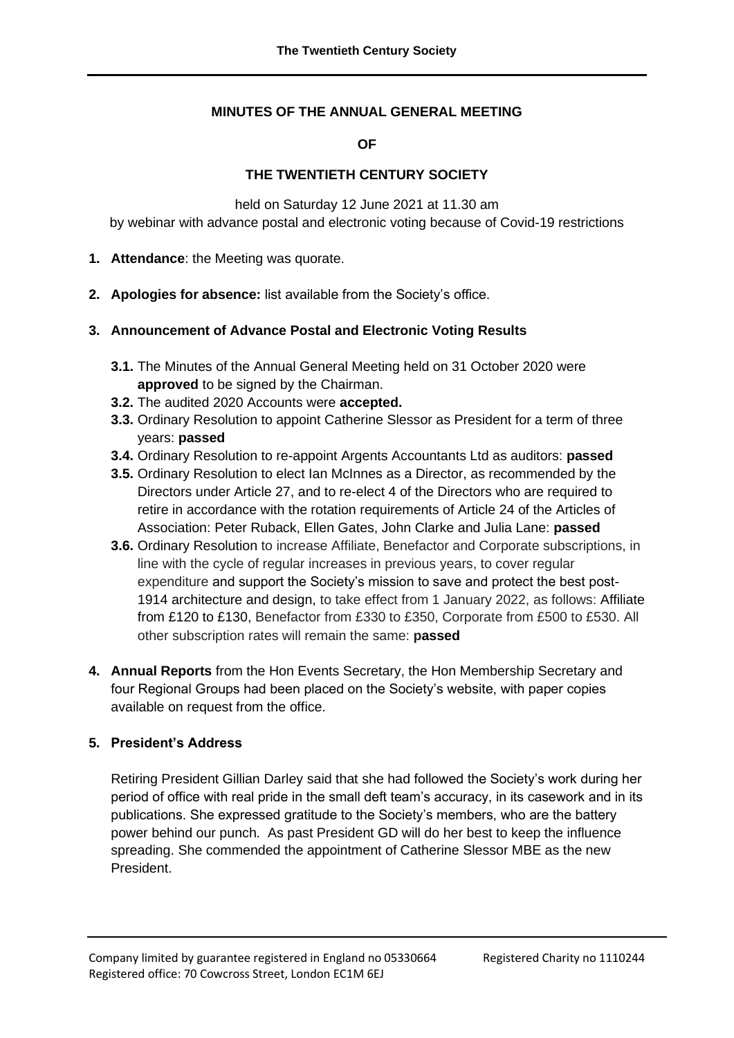# MINUTES OF THE ANNUAL GENERAL MEETING

# OF

# THE TWENTIETH CENTURY SOCIETY

held on Saturday 12 June 2021 at 11.30 am
by webinar with advance postal and electronic voting because of Covid-19 restrictions

1. **Attendance**: the Meeting was quorate.

2. **Apologies for absence:** list available from the Society's office.

3. **Announcement of Advance Postal and Electronic Voting Results**

   **3.1.** The Minutes of the Annual General Meeting held on 31 October 2020 were **approved** to be signed by the Chairman.

   **3.2.** The audited 2020 Accounts were **accepted.**

   **3.3.** Ordinary Resolution to appoint Catherine Slessor as President for a term of three years: **passed**

   **3.4.** Ordinary Resolution to re-appoint Argents Accountants Ltd as auditors: **passed**

   **3.5.** Ordinary Resolution to elect Ian McInnes as a Director, as recommended by the Directors under Article 27, and to re-elect 4 of the Directors who are required to retire in accordance with the rotation requirements of Article 24 of the Articles of Association: Peter Ruback, Ellen Gates, John Clarke and Julia Lane: **passed**

   **3.6.** Ordinary Resolution to increase Affiliate, Benefactor and Corporate subscriptions, in line with the cycle of regular increases in previous years, to cover regular expenditure and support the Society's mission to save and protect the best post-1914 architecture and design, to take effect from 1 January 2022, as follows: Affiliate from £120 to £130, Benefactor from £330 to £350, Corporate from £500 to £530. All other subscription rates will remain the same: **passed**

4. **Annual Reports** from the Hon Events Secretary, the Hon Membership Secretary and four Regional Groups had been placed on the Society's website, with paper copies available on request from the office.

5. **President's Address**

   Retiring President Gillian Darley said that she had followed the Society's work during her period of office with real pride in the small deft team's accuracy, in its casework and in its publications. She expressed gratitude to the Society's members, who are the battery power behind our punch. As past President GD will do her best to keep the influence spreading. She commended the appointment of Catherine Slessor MBE as the new President.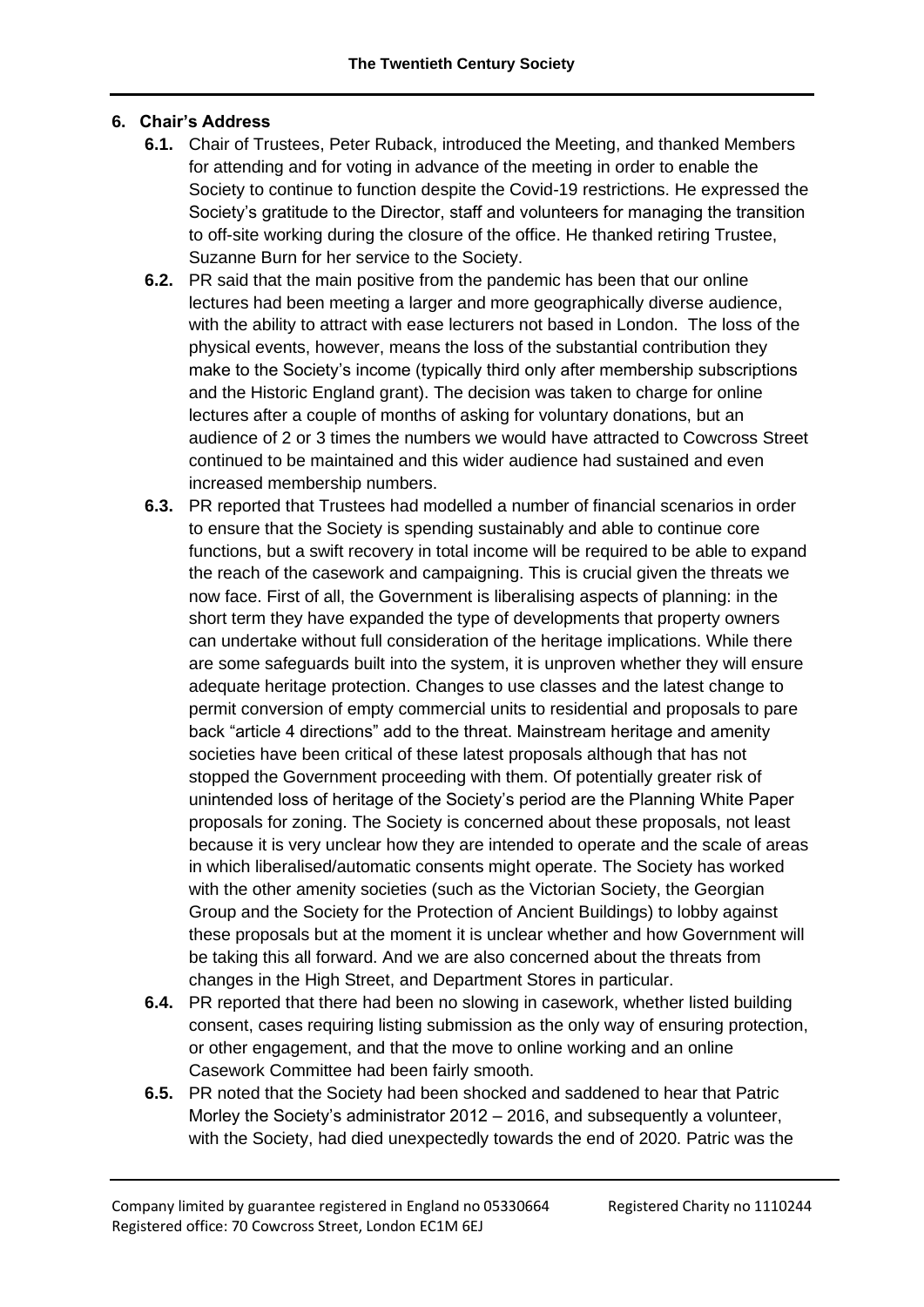## 6. Chair's Address

**6.1.** Chair of Trustees, Peter Ruback, introduced the Meeting, and thanked Members for attending and for voting in advance of the meeting in order to enable the Society to continue to function despite the Covid-19 restrictions. He expressed the Society's gratitude to the Director, staff and volunteers for managing the transition to off-site working during the closure of the office. He thanked retiring Trustee, Suzanne Burn for her service to the Society.

**6.2.** PR said that the main positive from the pandemic has been that our online lectures had been meeting a larger and more geographically diverse audience, with the ability to attract with ease lecturers not based in London. The loss of the physical events, however, means the loss of the substantial contribution they make to the Society's income (typically third only after membership subscriptions and the Historic England grant). The decision was taken to charge for online lectures after a couple of months of asking for voluntary donations, but an audience of 2 or 3 times the numbers we would have attracted to Cowcross Street continued to be maintained and this wider audience had sustained and even increased membership numbers.

**6.3.** PR reported that Trustees had modelled a number of financial scenarios in order to ensure that the Society is spending sustainably and able to continue core functions, but a swift recovery in total income will be required to be able to expand the reach of the casework and campaigning. This is crucial given the threats we now face. First of all, the Government is liberalising aspects of planning: in the short term they have expanded the type of developments that property owners can undertake without full consideration of the heritage implications. While there are some safeguards built into the system, it is unproven whether they will ensure adequate heritage protection. Changes to use classes and the latest change to permit conversion of empty commercial units to residential and proposals to pare back "article 4 directions" add to the threat. Mainstream heritage and amenity societies have been critical of these latest proposals although that has not stopped the Government proceeding with them. Of potentially greater risk of unintended loss of heritage of the Society's period are the Planning White Paper proposals for zoning. The Society is concerned about these proposals, not least because it is very unclear how they are intended to operate and the scale of areas in which liberalised/automatic consents might operate. The Society has worked with the other amenity societies (such as the Victorian Society, the Georgian Group and the Society for the Protection of Ancient Buildings) to lobby against these proposals but at the moment it is unclear whether and how Government will be taking this all forward. And we are also concerned about the threats from changes in the High Street, and Department Stores in particular.

**6.4.** PR reported that there had been no slowing in casework, whether listed building consent, cases requiring listing submission as the only way of ensuring protection, or other engagement, and that the move to online working and an online Casework Committee had been fairly smooth.

**6.5.** PR noted that the Society had been shocked and saddened to hear that Patric Morley the Society's administrator 2012 – 2016, and subsequently a volunteer, with the Society, had died unexpectedly towards the end of 2020. Patric was the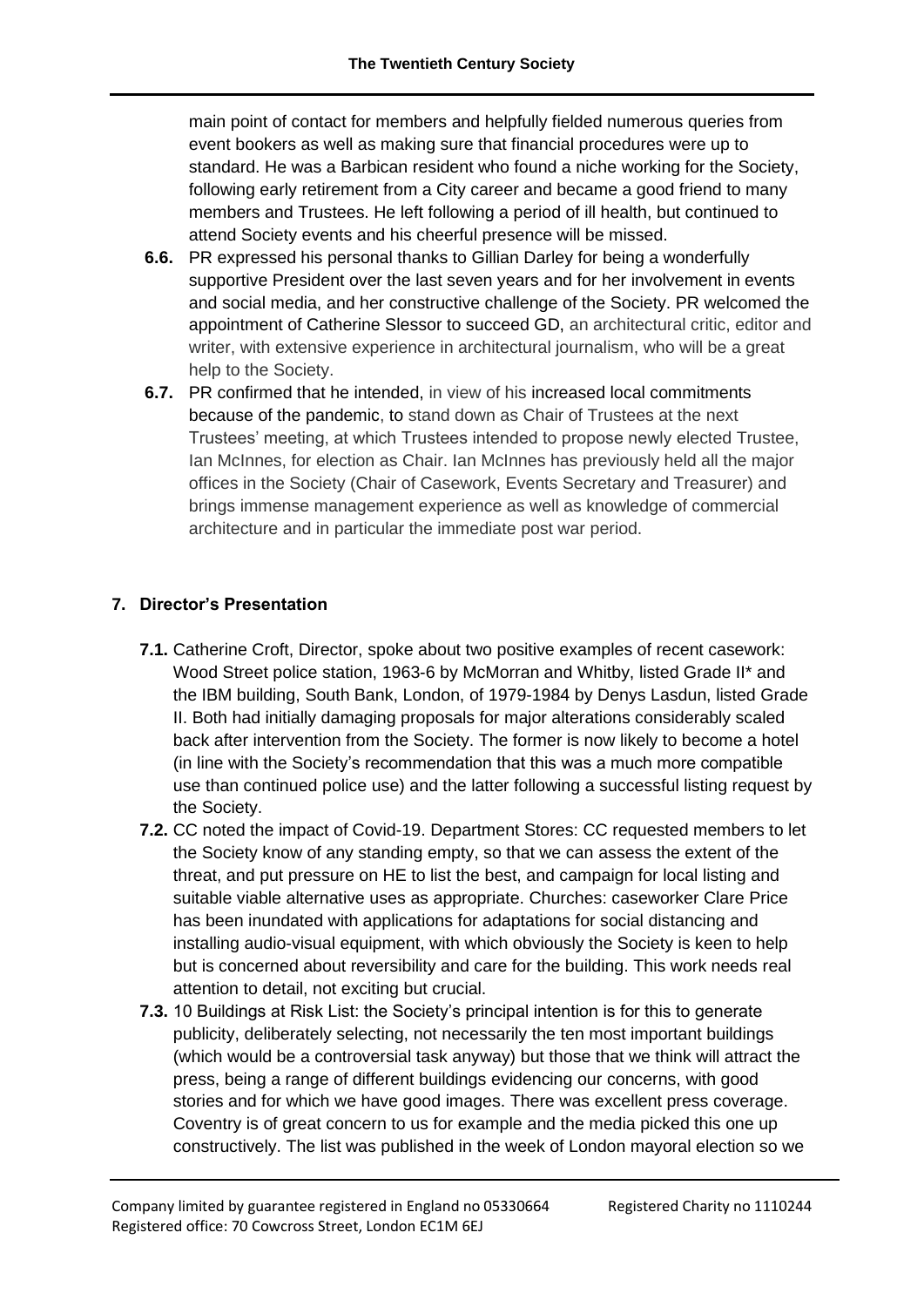main point of contact for members and helpfully fielded numerous queries from event bookers as well as making sure that financial procedures were up to standard. He was a Barbican resident who found a niche working for the Society, following early retirement from a City career and became a good friend to many members and Trustees. He left following a period of ill health, but continued to attend Society events and his cheerful presence will be missed.

**6.6.** PR expressed his personal thanks to Gillian Darley for being a wonderfully supportive President over the last seven years and for her involvement in events and social media, and her constructive challenge of the Society. PR welcomed the appointment of Catherine Slessor to succeed GD, an architectural critic, editor and writer, with extensive experience in architectural journalism, who will be a great help to the Society.

**6.7.** PR confirmed that he intended, in view of his increased local commitments because of the pandemic, to stand down as Chair of Trustees at the next Trustees' meeting, at which Trustees intended to propose newly elected Trustee, Ian McInnes, for election as Chair. Ian McInnes has previously held all the major offices in the Society (Chair of Casework, Events Secretary and Treasurer) and brings immense management experience as well as knowledge of commercial architecture and in particular the immediate post war period.

## 7. Director's Presentation

**7.1.** Catherine Croft, Director, spoke about two positive examples of recent casework: Wood Street police station, 1963-6 by McMorran and Whitby, listed Grade II* and the IBM building, South Bank, London, of 1979-1984 by Denys Lasdun, listed Grade II. Both had initially damaging proposals for major alterations considerably scaled back after intervention from the Society. The former is now likely to become a hotel (in line with the Society's recommendation that this was a much more compatible use than continued police use) and the latter following a successful listing request by the Society.

**7.2.** CC noted the impact of Covid-19. Department Stores: CC requested members to let the Society know of any standing empty, so that we can assess the extent of the threat, and put pressure on HE to list the best, and campaign for local listing and suitable viable alternative uses as appropriate. Churches: caseworker Clare Price has been inundated with applications for adaptations for social distancing and installing audio-visual equipment, with which obviously the Society is keen to help but is concerned about reversibility and care for the building. This work needs real attention to detail, not exciting but crucial.

**7.3.** 10 Buildings at Risk List: the Society's principal intention is for this to generate publicity, deliberately selecting, not necessarily the ten most important buildings (which would be a controversial task anyway) but those that we think will attract the press, being a range of different buildings evidencing our concerns, with good stories and for which we have good images. There was excellent press coverage. Coventry is of great concern to us for example and the media picked this one up constructively. The list was published in the week of London mayoral election so we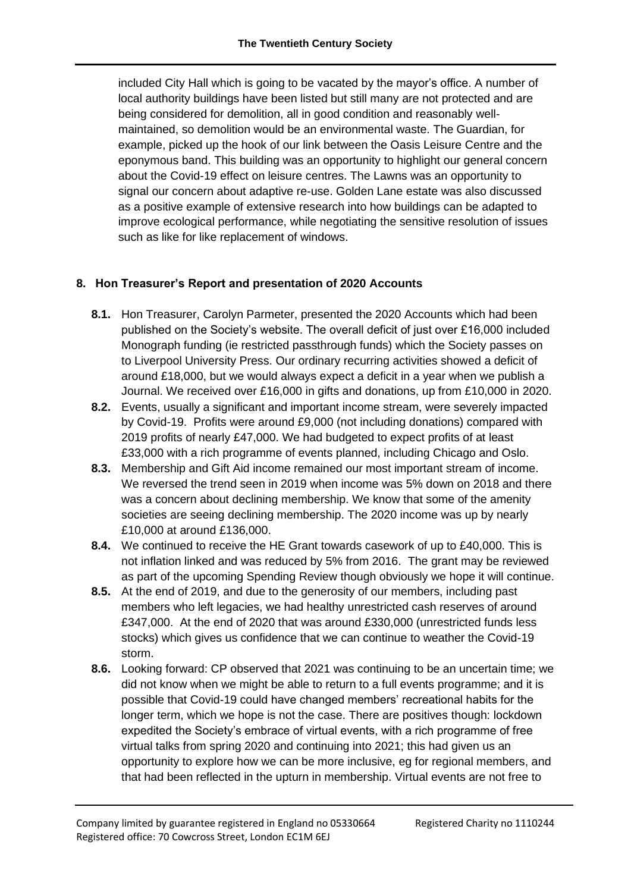included City Hall which is going to be vacated by the mayor's office. A number of local authority buildings have been listed but still many are not protected and are being considered for demolition, all in good condition and reasonably well-maintained, so demolition would be an environmental waste. The Guardian, for example, picked up the hook of our link between the Oasis Leisure Centre and the eponymous band. This building was an opportunity to highlight our general concern about the Covid-19 effect on leisure centres. The Lawns was an opportunity to signal our concern about adaptive re-use. Golden Lane estate was also discussed as a positive example of extensive research into how buildings can be adapted to improve ecological performance, while negotiating the sensitive resolution of issues such as like for like replacement of windows.

## 8. Hon Treasurer's Report and presentation of 2020 Accounts

- **8.1.** Hon Treasurer, Carolyn Parmeter, presented the 2020 Accounts which had been published on the Society's website. The overall deficit of just over £16,000 included Monograph funding (ie restricted passthrough funds) which the Society passes on to Liverpool University Press. Our ordinary recurring activities showed a deficit of around £18,000, but we would always expect a deficit in a year when we publish a Journal. We received over £16,000 in gifts and donations, up from £10,000 in 2020.
- **8.2.** Events, usually a significant and important income stream, were severely impacted by Covid-19. Profits were around £9,000 (not including donations) compared with 2019 profits of nearly £47,000. We had budgeted to expect profits of at least £33,000 with a rich programme of events planned, including Chicago and Oslo.
- **8.3.** Membership and Gift Aid income remained our most important stream of income. We reversed the trend seen in 2019 when income was 5% down on 2018 and there was a concern about declining membership. We know that some of the amenity societies are seeing declining membership. The 2020 income was up by nearly £10,000 at around £136,000.
- **8.4.** We continued to receive the HE Grant towards casework of up to £40,000. This is not inflation linked and was reduced by 5% from 2016. The grant may be reviewed as part of the upcoming Spending Review though obviously we hope it will continue.
- **8.5.** At the end of 2019, and due to the generosity of our members, including past members who left legacies, we had healthy unrestricted cash reserves of around £347,000. At the end of 2020 that was around £330,000 (unrestricted funds less stocks) which gives us confidence that we can continue to weather the Covid-19 storm.
- **8.6.** Looking forward: CP observed that 2021 was continuing to be an uncertain time; we did not know when we might be able to return to a full events programme; and it is possible that Covid-19 could have changed members' recreational habits for the longer term, which we hope is not the case. There are positives though: lockdown expedited the Society's embrace of virtual events, with a rich programme of free virtual talks from spring 2020 and continuing into 2021; this had given us an opportunity to explore how we can be more inclusive, eg for regional members, and that had been reflected in the upturn in membership. Virtual events are not free to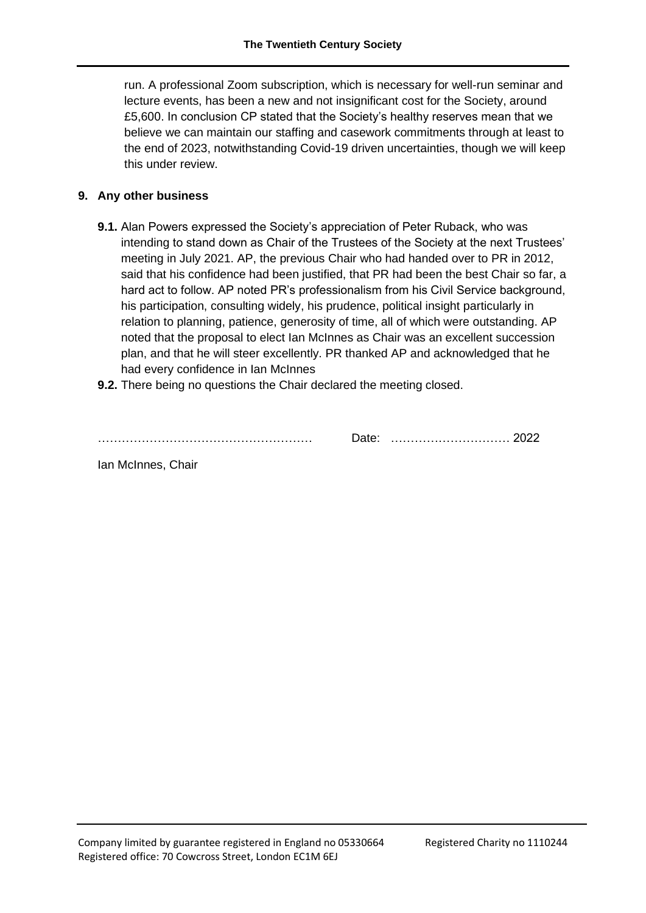run. A professional Zoom subscription, which is necessary for well-run seminar and lecture events, has been a new and not insignificant cost for the Society, around £5,600. In conclusion CP stated that the Society's healthy reserves mean that we believe we can maintain our staffing and casework commitments through at least to the end of 2023, notwithstanding Covid-19 driven uncertainties, though we will keep this under review.

## 9. Any other business

**9.1.** Alan Powers expressed the Society's appreciation of Peter Ruback, who was intending to stand down as Chair of the Trustees of the Society at the next Trustees' meeting in July 2021. AP, the previous Chair who had handed over to PR in 2012, said that his confidence had been justified, that PR had been the best Chair so far, a hard act to follow. AP noted PR's professionalism from his Civil Service background, his participation, consulting widely, his prudence, political insight particularly in relation to planning, patience, generosity of time, all of which were outstanding. AP noted that the proposal to elect Ian McInnes as Chair was an excellent succession plan, and that he will steer excellently. PR thanked AP and acknowledged that he had every confidence in Ian McInnes

**9.2.** There being no questions the Chair declared the meeting closed.

……………………………………………… Date: ………………………… 2022

Ian McInnes, Chair